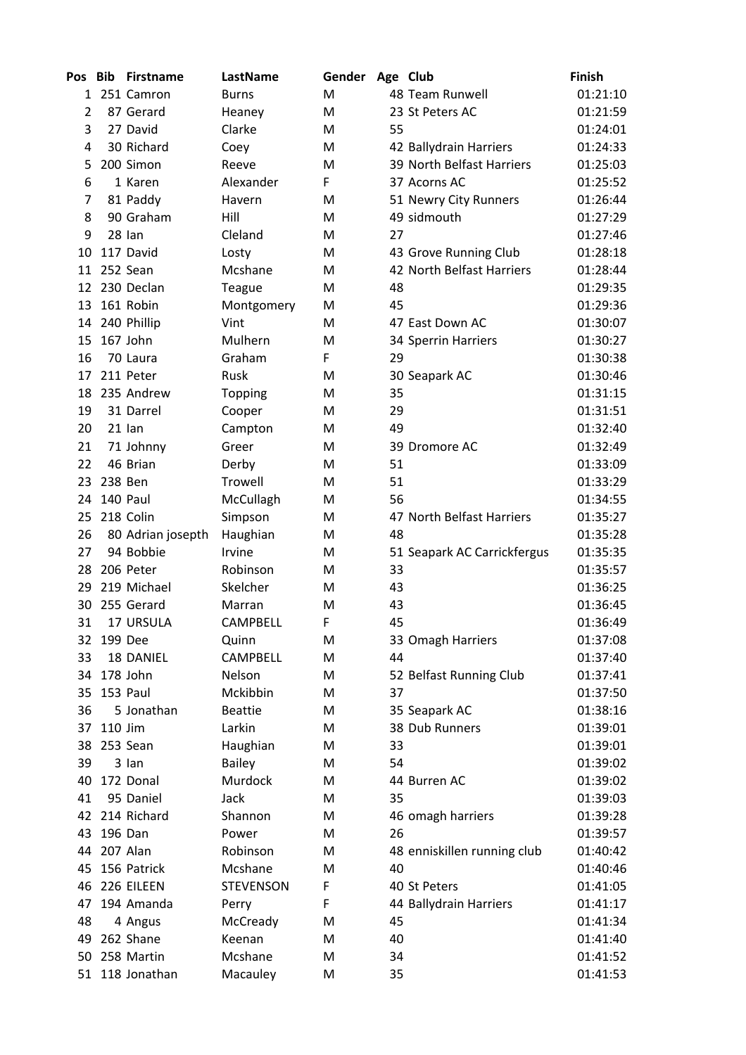| Pos | Bib | Firstname | LastName | Gender | Age | Club | Finish |
|---|---|---|---|---|---|---|---|
| 1 | 251 | Camron | Burns | M | 48 | Team Runwell | 01:21:10 |
| 2 | 87 | Gerard | Heaney | M | 23 | St Peters AC | 01:21:59 |
| 3 | 27 | David | Clarke | M | 55 | | 01:24:01 |
| 4 | 30 | Richard | Coey | M | 42 | Ballydrain Harriers | 01:24:33 |
| 5 | 200 | Simon | Reeve | M | 39 | North Belfast Harriers | 01:25:03 |
| 6 | 1 | Karen | Alexander | F | 37 | Acorns AC | 01:25:52 |
| 7 | 81 | Paddy | Havern | M | 51 | Newry City Runners | 01:26:44 |
| 8 | 90 | Graham | Hill | M | 49 | sidmouth | 01:27:29 |
| 9 | 28 | Ian | Cleland | M | 27 | | 01:27:46 |
| 10 | 117 | David | Losty | M | 43 | Grove Running Club | 01:28:18 |
| 11 | 252 | Sean | Mcshane | M | 42 | North Belfast Harriers | 01:28:44 |
| 12 | 230 | Declan | Teague | M | 48 | | 01:29:35 |
| 13 | 161 | Robin | Montgomery | M | 45 | | 01:29:36 |
| 14 | 240 | Phillip | Vint | M | 47 | East Down AC | 01:30:07 |
| 15 | 167 | John | Mulhern | M | 34 | Sperrin Harriers | 01:30:27 |
| 16 | 70 | Laura | Graham | F | 29 | | 01:30:38 |
| 17 | 211 | Peter | Rusk | M | 30 | Seapark AC | 01:30:46 |
| 18 | 235 | Andrew | Topping | M | 35 | | 01:31:15 |
| 19 | 31 | Darrel | Cooper | M | 29 | | 01:31:51 |
| 20 | 21 | Ian | Campton | M | 49 | | 01:32:40 |
| 21 | 71 | Johnny | Greer | M | 39 | Dromore AC | 01:32:49 |
| 22 | 46 | Brian | Derby | M | 51 | | 01:33:09 |
| 23 | 238 | Ben | Trowell | M | 51 | | 01:33:29 |
| 24 | 140 | Paul | McCullagh | M | 56 | | 01:34:55 |
| 25 | 218 | Colin | Simpson | M | 47 | North Belfast Harriers | 01:35:27 |
| 26 | 80 | Adrian joseph | Haughian | M | 48 | | 01:35:28 |
| 27 | 94 | Bobbie | Irvine | M | 51 | Seapark AC Carrickfergus | 01:35:35 |
| 28 | 206 | Peter | Robinson | M | 33 | | 01:35:57 |
| 29 | 219 | Michael | Skelcher | M | 43 | | 01:36:25 |
| 30 | 255 | Gerard | Marran | M | 43 | | 01:36:45 |
| 31 | 17 | URSULA | CAMPBELL | F | 45 | | 01:36:49 |
| 32 | 199 | Dee | Quinn | M | 33 | Omagh Harriers | 01:37:08 |
| 33 | 18 | DANIEL | CAMPBELL | M | 44 | | 01:37:40 |
| 34 | 178 | John | Nelson | M | 52 | Belfast Running Club | 01:37:41 |
| 35 | 153 | Paul | Mckibbin | M | 37 | | 01:37:50 |
| 36 | 5 | Jonathan | Beattie | M | 35 | Seapark AC | 01:38:16 |
| 37 | 110 | Jim | Larkin | M | 38 | Dub Runners | 01:39:01 |
| 38 | 253 | Sean | Haughian | M | 33 | | 01:39:01 |
| 39 | 3 | Ian | Bailey | M | 54 | | 01:39:02 |
| 40 | 172 | Donal | Murdock | M | 44 | Burren AC | 01:39:02 |
| 41 | 95 | Daniel | Jack | M | 35 | | 01:39:03 |
| 42 | 214 | Richard | Shannon | M | 46 | omagh harriers | 01:39:28 |
| 43 | 196 | Dan | Power | M | 26 | | 01:39:57 |
| 44 | 207 | Alan | Robinson | M | 48 | enniskillen running club | 01:40:42 |
| 45 | 156 | Patrick | Mcshane | M | 40 | | 01:40:46 |
| 46 | 226 | EILEEN | STEVENSON | F | 40 | St Peters | 01:41:05 |
| 47 | 194 | Amanda | Perry | F | 44 | Ballydrain Harriers | 01:41:17 |
| 48 | 4 | Angus | McCready | M | 45 | | 01:41:34 |
| 49 | 262 | Shane | Keenan | M | 40 | | 01:41:40 |
| 50 | 258 | Martin | Mcshane | M | 34 | | 01:41:52 |
| 51 | 118 | Jonathan | Macauley | M | 35 | | 01:41:53 |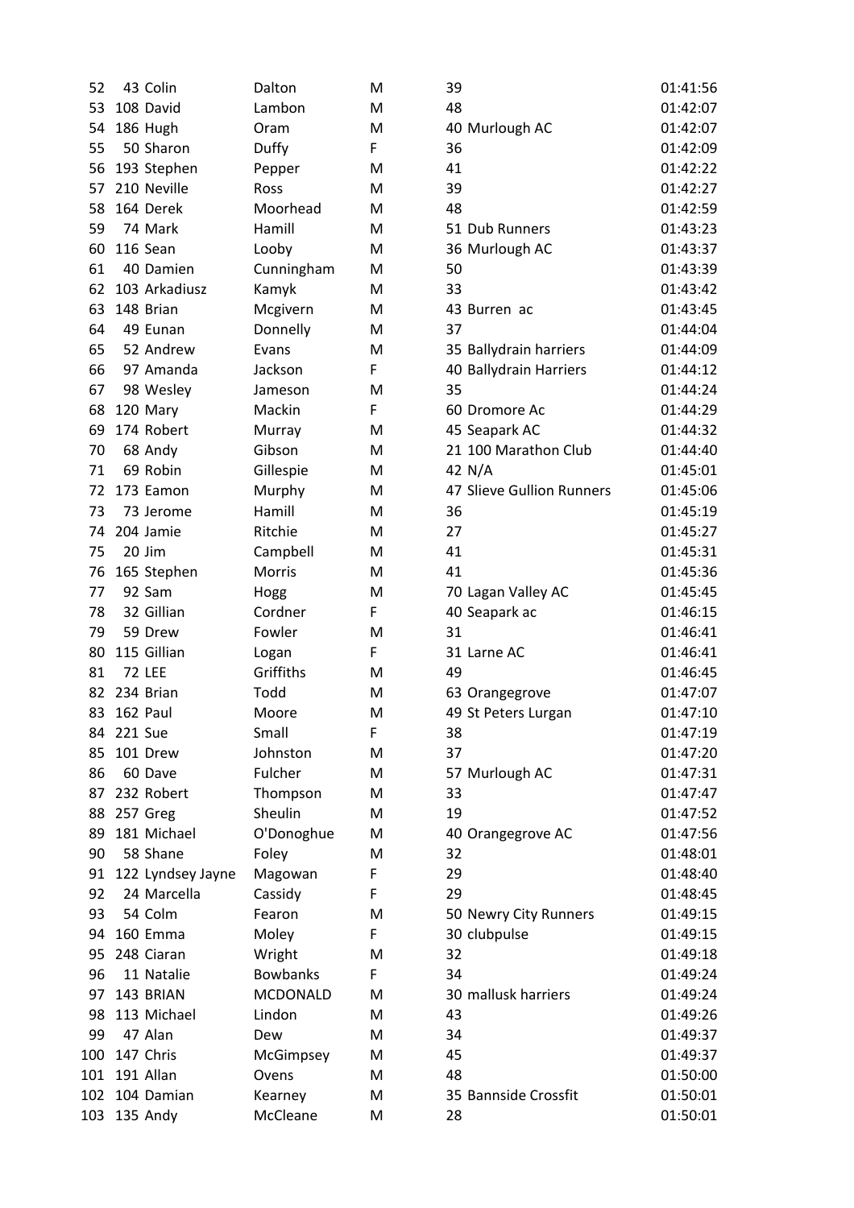| | | | | | | |
|---|---|---|---|---|---|---|
| 52 | 43 | Colin | Dalton | M | 39 | | 01:41:56 |
| 53 | 108 | David | Lambon | M | 48 | | 01:42:07 |
| 54 | 186 | Hugh | Oram | M | 40 | Murlough AC | 01:42:07 |
| 55 | 50 | Sharon | Duffy | F | 36 | | 01:42:09 |
| 56 | 193 | Stephen | Pepper | M | 41 | | 01:42:22 |
| 57 | 210 | Neville | Ross | M | 39 | | 01:42:27 |
| 58 | 164 | Derek | Moorhead | M | 48 | | 01:42:59 |
| 59 | 74 | Mark | Hamill | M | 51 | Dub Runners | 01:43:23 |
| 60 | 116 | Sean | Looby | M | 36 | Murlough AC | 01:43:37 |
| 61 | 40 | Damien | Cunningham | M | 50 | | 01:43:39 |
| 62 | 103 | Arkadiusz | Kamyk | M | 33 | | 01:43:42 |
| 63 | 148 | Brian | Mcgivern | M | 43 | Burren ac | 01:43:45 |
| 64 | 49 | Eunan | Donnelly | M | 37 | | 01:44:04 |
| 65 | 52 | Andrew | Evans | M | 35 | Ballydrain harriers | 01:44:09 |
| 66 | 97 | Amanda | Jackson | F | 40 | Ballydrain Harriers | 01:44:12 |
| 67 | 98 | Wesley | Jameson | M | 35 | | 01:44:24 |
| 68 | 120 | Mary | Mackin | F | 60 | Dromore Ac | 01:44:29 |
| 69 | 174 | Robert | Murray | M | 45 | Seapark AC | 01:44:32 |
| 70 | 68 | Andy | Gibson | M | 21 | 100 Marathon Club | 01:44:40 |
| 71 | 69 | Robin | Gillespie | M | 42 | N/A | 01:45:01 |
| 72 | 173 | Eamon | Murphy | M | 47 | Slieve Gullion Runners | 01:45:06 |
| 73 | 73 | Jerome | Hamill | M | 36 | | 01:45:19 |
| 74 | 204 | Jamie | Ritchie | M | 27 | | 01:45:27 |
| 75 | 20 | Jim | Campbell | M | 41 | | 01:45:31 |
| 76 | 165 | Stephen | Morris | M | 41 | | 01:45:36 |
| 77 | 92 | Sam | Hogg | M | 70 | Lagan Valley AC | 01:45:45 |
| 78 | 32 | Gillian | Cordner | F | 40 | Seapark ac | 01:46:15 |
| 79 | 59 | Drew | Fowler | M | 31 | | 01:46:41 |
| 80 | 115 | Gillian | Logan | F | 31 | Larne AC | 01:46:41 |
| 81 | 72 | LEE | Griffiths | M | 49 | | 01:46:45 |
| 82 | 234 | Brian | Todd | M | 63 | Orangegrove | 01:47:07 |
| 83 | 162 | Paul | Moore | M | 49 | St Peters Lurgan | 01:47:10 |
| 84 | 221 | Sue | Small | F | 38 | | 01:47:19 |
| 85 | 101 | Drew | Johnston | M | 37 | | 01:47:20 |
| 86 | 60 | Dave | Fulcher | M | 57 | Murlough AC | 01:47:31 |
| 87 | 232 | Robert | Thompson | M | 33 | | 01:47:47 |
| 88 | 257 | Greg | Sheulin | M | 19 | | 01:47:52 |
| 89 | 181 | Michael | O'Donoghue | M | 40 | Orangegrove AC | 01:47:56 |
| 90 | 58 | Shane | Foley | M | 32 | | 01:48:01 |
| 91 | 122 | Lyndsey Jayne | Magowan | F | 29 | | 01:48:40 |
| 92 | 24 | Marcella | Cassidy | F | 29 | | 01:48:45 |
| 93 | 54 | Colm | Fearon | M | 50 | Newry City Runners | 01:49:15 |
| 94 | 160 | Emma | Moley | F | 30 | clubpulse | 01:49:15 |
| 95 | 248 | Ciaran | Wright | M | 32 | | 01:49:18 |
| 96 | 11 | Natalie | Bowbanks | F | 34 | | 01:49:24 |
| 97 | 143 | BRIAN | MCDONALD | M | 30 | mallusk harriers | 01:49:24 |
| 98 | 113 | Michael | Lindon | M | 43 | | 01:49:26 |
| 99 | 47 | Alan | Dew | M | 34 | | 01:49:37 |
| 100 | 147 | Chris | McGimpsey | M | 45 | | 01:49:37 |
| 101 | 191 | Allan | Ovens | M | 48 | | 01:50:00 |
| 102 | 104 | Damian | Kearney | M | 35 | Bannside Crossfit | 01:50:01 |
| 103 | 135 | Andy | McCleane | M | 28 | | 01:50:01 |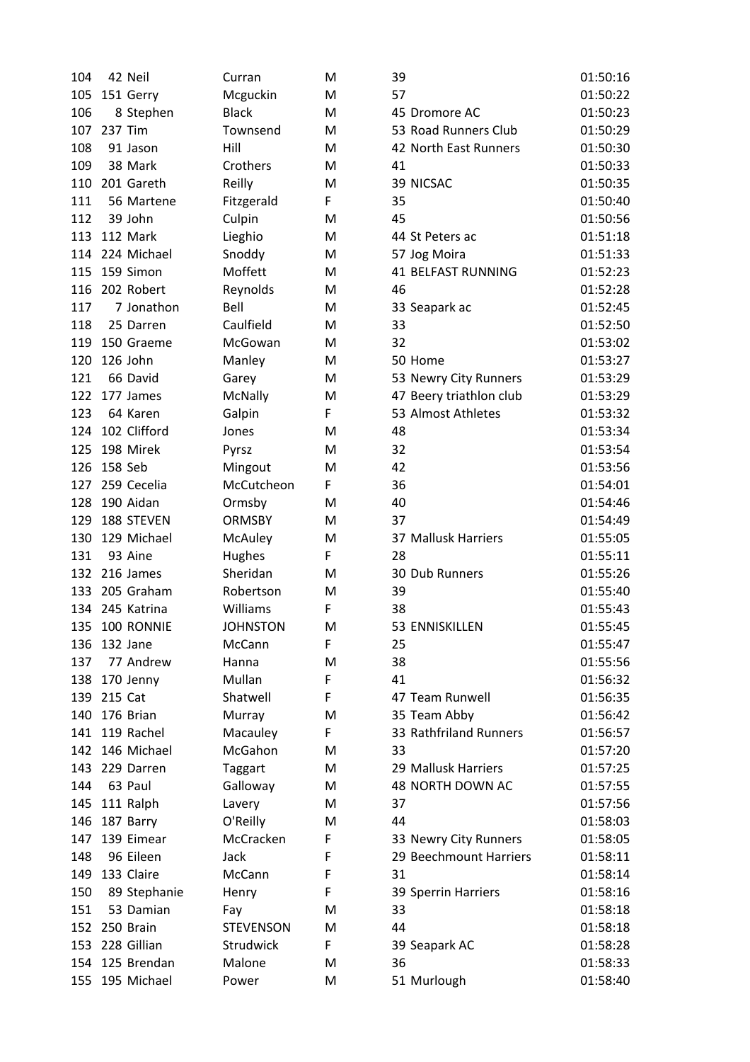| | | | | | | | |
|---|---|---|---|---|---|---|---|
| 104 | 42 | Neil | Curran | M | 39 | | 01:50:16 |
| 105 | 151 | Gerry | Mcguckin | M | 57 | | 01:50:22 |
| 106 | 8 | Stephen | Black | M | 45 | Dromore AC | 01:50:23 |
| 107 | 237 | Tim | Townsend | M | 53 | Road Runners Club | 01:50:29 |
| 108 | 91 | Jason | Hill | M | 42 | North East Runners | 01:50:30 |
| 109 | 38 | Mark | Crothers | M | 41 | | 01:50:33 |
| 110 | 201 | Gareth | Reilly | M | 39 | NICSAC | 01:50:35 |
| 111 | 56 | Martene | Fitzgerald | F | 35 | | 01:50:40 |
| 112 | 39 | John | Culpin | M | 45 | | 01:50:56 |
| 113 | 112 | Mark | Lieghio | M | 44 | St Peters ac | 01:51:18 |
| 114 | 224 | Michael | Snoddy | M | 57 | Jog Moira | 01:51:33 |
| 115 | 159 | Simon | Moffett | M | 41 | BELFAST RUNNING | 01:52:23 |
| 116 | 202 | Robert | Reynolds | M | 46 | | 01:52:28 |
| 117 | 7 | Jonathon | Bell | M | 33 | Seapark ac | 01:52:45 |
| 118 | 25 | Darren | Caulfield | M | 33 | | 01:52:50 |
| 119 | 150 | Graeme | McGowan | M | 32 | | 01:53:02 |
| 120 | 126 | John | Manley | M | 50 | Home | 01:53:27 |
| 121 | 66 | David | Garey | M | 53 | Newry City Runners | 01:53:29 |
| 122 | 177 | James | McNally | M | 47 | Beery triathlon club | 01:53:29 |
| 123 | 64 | Karen | Galpin | F | 53 | Almost Athletes | 01:53:32 |
| 124 | 102 | Clifford | Jones | M | 48 | | 01:53:34 |
| 125 | 198 | Mirek | Pyrsz | M | 32 | | 01:53:54 |
| 126 | 158 | Seb | Mingout | M | 42 | | 01:53:56 |
| 127 | 259 | Cecelia | McCutcheon | F | 36 | | 01:54:01 |
| 128 | 190 | Aidan | Ormsby | M | 40 | | 01:54:46 |
| 129 | 188 | STEVEN | ORMSBY | M | 37 | | 01:54:49 |
| 130 | 129 | Michael | McAuley | M | 37 | Mallusk Harriers | 01:55:05 |
| 131 | 93 | Aine | Hughes | F | 28 | | 01:55:11 |
| 132 | 216 | James | Sheridan | M | 30 | Dub Runners | 01:55:26 |
| 133 | 205 | Graham | Robertson | M | 39 | | 01:55:40 |
| 134 | 245 | Katrina | Williams | F | 38 | | 01:55:43 |
| 135 | 100 | RONNIE | JOHNSTON | M | 53 | ENNISKILLEN | 01:55:45 |
| 136 | 132 | Jane | McCann | F | 25 | | 01:55:47 |
| 137 | 77 | Andrew | Hanna | M | 38 | | 01:55:56 |
| 138 | 170 | Jenny | Mullan | F | 41 | | 01:56:32 |
| 139 | 215 | Cat | Shatwell | F | 47 | Team Runwell | 01:56:35 |
| 140 | 176 | Brian | Murray | M | 35 | Team Abby | 01:56:42 |
| 141 | 119 | Rachel | Macauley | F | 33 | Rathfriland Runners | 01:56:57 |
| 142 | 146 | Michael | McGahon | M | 33 | | 01:57:20 |
| 143 | 229 | Darren | Taggart | M | 29 | Mallusk Harriers | 01:57:25 |
| 144 | 63 | Paul | Galloway | M | 48 | NORTH DOWN AC | 01:57:55 |
| 145 | 111 | Ralph | Lavery | M | 37 | | 01:57:56 |
| 146 | 187 | Barry | O'Reilly | M | 44 | | 01:58:03 |
| 147 | 139 | Eimear | McCracken | F | 33 | Newry City Runners | 01:58:05 |
| 148 | 96 | Eileen | Jack | F | 29 | Beechmount Harriers | 01:58:11 |
| 149 | 133 | Claire | McCann | F | 31 | | 01:58:14 |
| 150 | 89 | Stephanie | Henry | F | 39 | Sperrin Harriers | 01:58:16 |
| 151 | 53 | Damian | Fay | M | 33 | | 01:58:18 |
| 152 | 250 | Brain | STEVENSON | M | 44 | | 01:58:18 |
| 153 | 228 | Gillian | Strudwick | F | 39 | Seapark AC | 01:58:28 |
| 154 | 125 | Brendan | Malone | M | 36 | | 01:58:33 |
| 155 | 195 | Michael | Power | M | 51 | Murlough | 01:58:40 |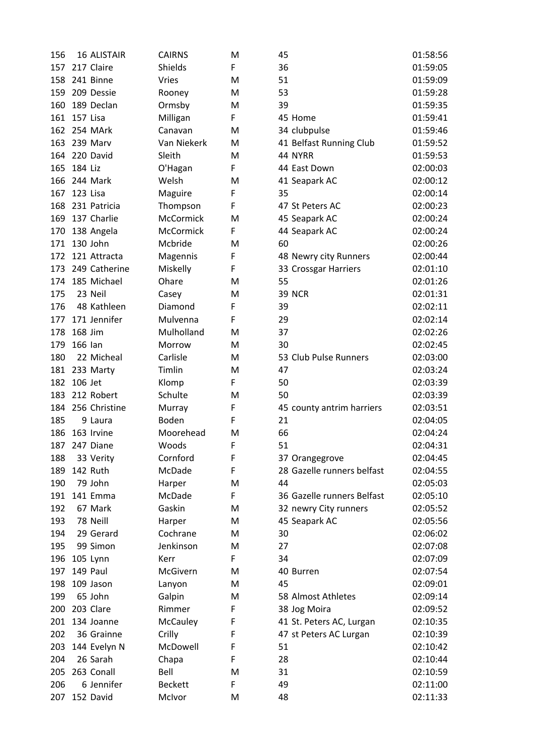| | | | | | | |
|---|---|---|---|---|---|---|
| 156 | 16 | ALISTAIR | CAIRNS | M | 45 | | 01:58:56 |
| 157 | 217 | Claire | Shields | F | 36 | | 01:59:05 |
| 158 | 241 | Binne | Vries | M | 51 | | 01:59:09 |
| 159 | 209 | Dessie | Rooney | M | 53 | | 01:59:28 |
| 160 | 189 | Declan | Ormsby | M | 39 | | 01:59:35 |
| 161 | 157 | Lisa | Milligan | F | 45 | Home | 01:59:41 |
| 162 | 254 | MArk | Canavan | M | 34 | clubpulse | 01:59:46 |
| 163 | 239 | Marv | Van Niekerk | M | 41 | Belfast Running Club | 01:59:52 |
| 164 | 220 | David | Sleith | M | 44 | NYRR | 01:59:53 |
| 165 | 184 | Liz | O'Hagan | F | 44 | East Down | 02:00:03 |
| 166 | 244 | Mark | Welsh | M | 41 | Seapark AC | 02:00:12 |
| 167 | 123 | Lisa | Maguire | F | 35 | | 02:00:14 |
| 168 | 231 | Patricia | Thompson | F | 47 | St Peters AC | 02:00:23 |
| 169 | 137 | Charlie | McCormick | M | 45 | Seapark AC | 02:00:24 |
| 170 | 138 | Angela | McCormick | F | 44 | Seapark AC | 02:00:24 |
| 171 | 130 | John | Mcbride | M | 60 | | 02:00:26 |
| 172 | 121 | Attracta | Magennis | F | 48 | Newry city Runners | 02:00:44 |
| 173 | 249 | Catherine | Miskelly | F | 33 | Crossgar Harriers | 02:01:10 |
| 174 | 185 | Michael | Ohare | M | 55 | | 02:01:26 |
| 175 | 23 | Neil | Casey | M | 39 | NCR | 02:01:31 |
| 176 | 48 | Kathleen | Diamond | F | 39 | | 02:02:11 |
| 177 | 171 | Jennifer | Mulvenna | F | 29 | | 02:02:14 |
| 178 | 168 | Jim | Mulholland | M | 37 | | 02:02:26 |
| 179 | 166 | Ian | Morrow | M | 30 | | 02:02:45 |
| 180 | 22 | Micheal | Carlisle | M | 53 | Club Pulse Runners | 02:03:00 |
| 181 | 233 | Marty | Timlin | M | 47 | | 02:03:24 |
| 182 | 106 | Jet | Klomp | F | 50 | | 02:03:39 |
| 183 | 212 | Robert | Schulte | M | 50 | | 02:03:39 |
| 184 | 256 | Christine | Murray | F | 45 | county antrim harriers | 02:03:51 |
| 185 | 9 | Laura | Boden | F | 21 | | 02:04:05 |
| 186 | 163 | Irvine | Moorehead | M | 66 | | 02:04:24 |
| 187 | 247 | Diane | Woods | F | 51 | | 02:04:31 |
| 188 | 33 | Verity | Cornford | F | 37 | Orangegrove | 02:04:45 |
| 189 | 142 | Ruth | McDade | F | 28 | Gazelle runners belfast | 02:04:55 |
| 190 | 79 | John | Harper | M | 44 | | 02:05:03 |
| 191 | 141 | Emma | McDade | F | 36 | Gazelle runners Belfast | 02:05:10 |
| 192 | 67 | Mark | Gaskin | M | 32 | newry City runners | 02:05:52 |
| 193 | 78 | Neill | Harper | M | 45 | Seapark AC | 02:05:56 |
| 194 | 29 | Gerard | Cochrane | M | 30 | | 02:06:02 |
| 195 | 99 | Simon | Jenkinson | M | 27 | | 02:07:08 |
| 196 | 105 | Lynn | Kerr | F | 34 | | 02:07:09 |
| 197 | 149 | Paul | McGivern | M | 40 | Burren | 02:07:54 |
| 198 | 109 | Jason | Lanyon | M | 45 | | 02:09:01 |
| 199 | 65 | John | Galpin | M | 58 | Almost Athletes | 02:09:14 |
| 200 | 203 | Clare | Rimmer | F | 38 | Jog Moira | 02:09:52 |
| 201 | 134 | Joanne | McCauley | F | 41 | St. Peters AC, Lurgan | 02:10:35 |
| 202 | 36 | Grainne | Crilly | F | 47 | st Peters AC Lurgan | 02:10:39 |
| 203 | 144 | Evelyn N | McDowell | F | 51 | | 02:10:42 |
| 204 | 26 | Sarah | Chapa | F | 28 | | 02:10:44 |
| 205 | 263 | Conall | Bell | M | 31 | | 02:10:59 |
| 206 | 6 | Jennifer | Beckett | F | 49 | | 02:11:00 |
| 207 | 152 | David | McIvor | M | 48 | | 02:11:33 |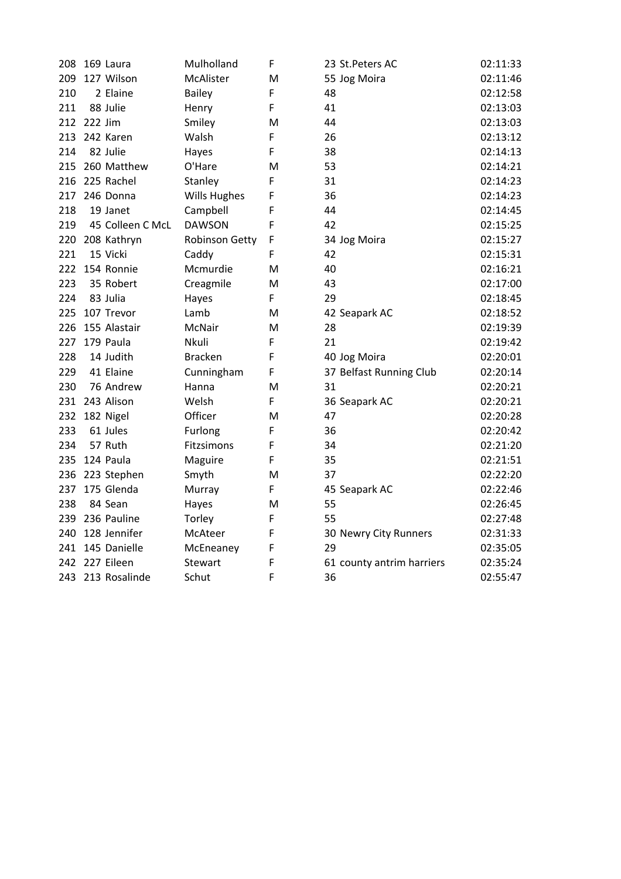| | | | | | | | |
|---|---|---|---|---|---|---|---|
| 208 | 169 | Laura | Mulholland | F | 23 | St.Peters AC | 02:11:33 |
| 209 | 127 | Wilson | McAlister | M | 55 | Jog Moira | 02:11:46 |
| 210 | 2 | Elaine | Bailey | F | 48 | | 02:12:58 |
| 211 | 88 | Julie | Henry | F | 41 | | 02:13:03 |
| 212 | 222 | Jim | Smiley | M | 44 | | 02:13:03 |
| 213 | 242 | Karen | Walsh | F | 26 | | 02:13:12 |
| 214 | 82 | Julie | Hayes | F | 38 | | 02:14:13 |
| 215 | 260 | Matthew | O'Hare | M | 53 | | 02:14:21 |
| 216 | 225 | Rachel | Stanley | F | 31 | | 02:14:23 |
| 217 | 246 | Donna | Wills Hughes | F | 36 | | 02:14:23 |
| 218 | 19 | Janet | Campbell | F | 44 | | 02:14:45 |
| 219 | 45 | Colleen C McL | DAWSON | F | 42 | | 02:15:25 |
| 220 | 208 | Kathryn | Robinson Getty | F | 34 | Jog Moira | 02:15:27 |
| 221 | 15 | Vicki | Caddy | F | 42 | | 02:15:31 |
| 222 | 154 | Ronnie | Mcmurdie | M | 40 | | 02:16:21 |
| 223 | 35 | Robert | Creagmile | M | 43 | | 02:17:00 |
| 224 | 83 | Julia | Hayes | F | 29 | | 02:18:45 |
| 225 | 107 | Trevor | Lamb | M | 42 | Seapark AC | 02:18:52 |
| 226 | 155 | Alastair | McNair | M | 28 | | 02:19:39 |
| 227 | 179 | Paula | Nkuli | F | 21 | | 02:19:42 |
| 228 | 14 | Judith | Bracken | F | 40 | Jog Moira | 02:20:01 |
| 229 | 41 | Elaine | Cunningham | F | 37 | Belfast Running Club | 02:20:14 |
| 230 | 76 | Andrew | Hanna | M | 31 | | 02:20:21 |
| 231 | 243 | Alison | Welsh | F | 36 | Seapark AC | 02:20:21 |
| 232 | 182 | Nigel | Officer | M | 47 | | 02:20:28 |
| 233 | 61 | Jules | Furlong | F | 36 | | 02:20:42 |
| 234 | 57 | Ruth | Fitzsimons | F | 34 | | 02:21:20 |
| 235 | 124 | Paula | Maguire | F | 35 | | 02:21:51 |
| 236 | 223 | Stephen | Smyth | M | 37 | | 02:22:20 |
| 237 | 175 | Glenda | Murray | F | 45 | Seapark AC | 02:22:46 |
| 238 | 84 | Sean | Hayes | M | 55 | | 02:26:45 |
| 239 | 236 | Pauline | Torley | F | 55 | | 02:27:48 |
| 240 | 128 | Jennifer | McAteer | F | 30 | Newry City Runners | 02:31:33 |
| 241 | 145 | Danielle | McEneaney | F | 29 | | 02:35:05 |
| 242 | 227 | Eileen | Stewart | F | 61 | county antrim harriers | 02:35:24 |
| 243 | 213 | Rosalinde | Schut | F | 36 | | 02:55:47 |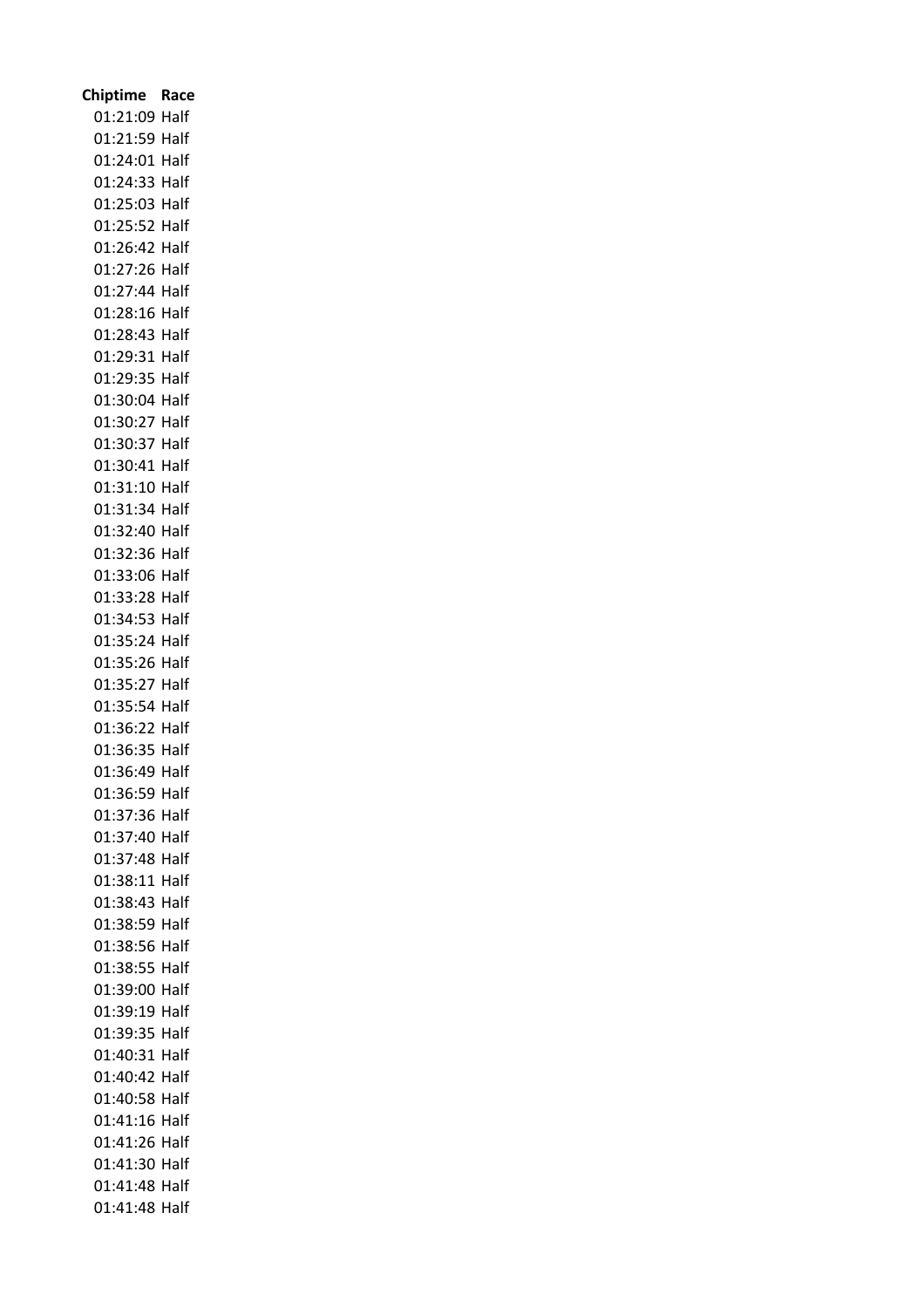| Chiptime | Race |
|---|---|
| 01:21:09 | Half |
| 01:21:59 | Half |
| 01:24:01 | Half |
| 01:24:33 | Half |
| 01:25:03 | Half |
| 01:25:52 | Half |
| 01:26:42 | Half |
| 01:27:26 | Half |
| 01:27:44 | Half |
| 01:28:16 | Half |
| 01:28:43 | Half |
| 01:29:31 | Half |
| 01:29:35 | Half |
| 01:30:04 | Half |
| 01:30:27 | Half |
| 01:30:37 | Half |
| 01:30:41 | Half |
| 01:31:10 | Half |
| 01:31:34 | Half |
| 01:32:40 | Half |
| 01:32:36 | Half |
| 01:33:06 | Half |
| 01:33:28 | Half |
| 01:34:53 | Half |
| 01:35:24 | Half |
| 01:35:26 | Half |
| 01:35:27 | Half |
| 01:35:54 | Half |
| 01:36:22 | Half |
| 01:36:35 | Half |
| 01:36:49 | Half |
| 01:36:59 | Half |
| 01:37:36 | Half |
| 01:37:40 | Half |
| 01:37:48 | Half |
| 01:38:11 | Half |
| 01:38:43 | Half |
| 01:38:59 | Half |
| 01:38:56 | Half |
| 01:38:55 | Half |
| 01:39:00 | Half |
| 01:39:19 | Half |
| 01:39:35 | Half |
| 01:40:31 | Half |
| 01:40:42 | Half |
| 01:40:58 | Half |
| 01:41:16 | Half |
| 01:41:26 | Half |
| 01:41:30 | Half |
| 01:41:48 | Half |
| 01:41:48 | Half |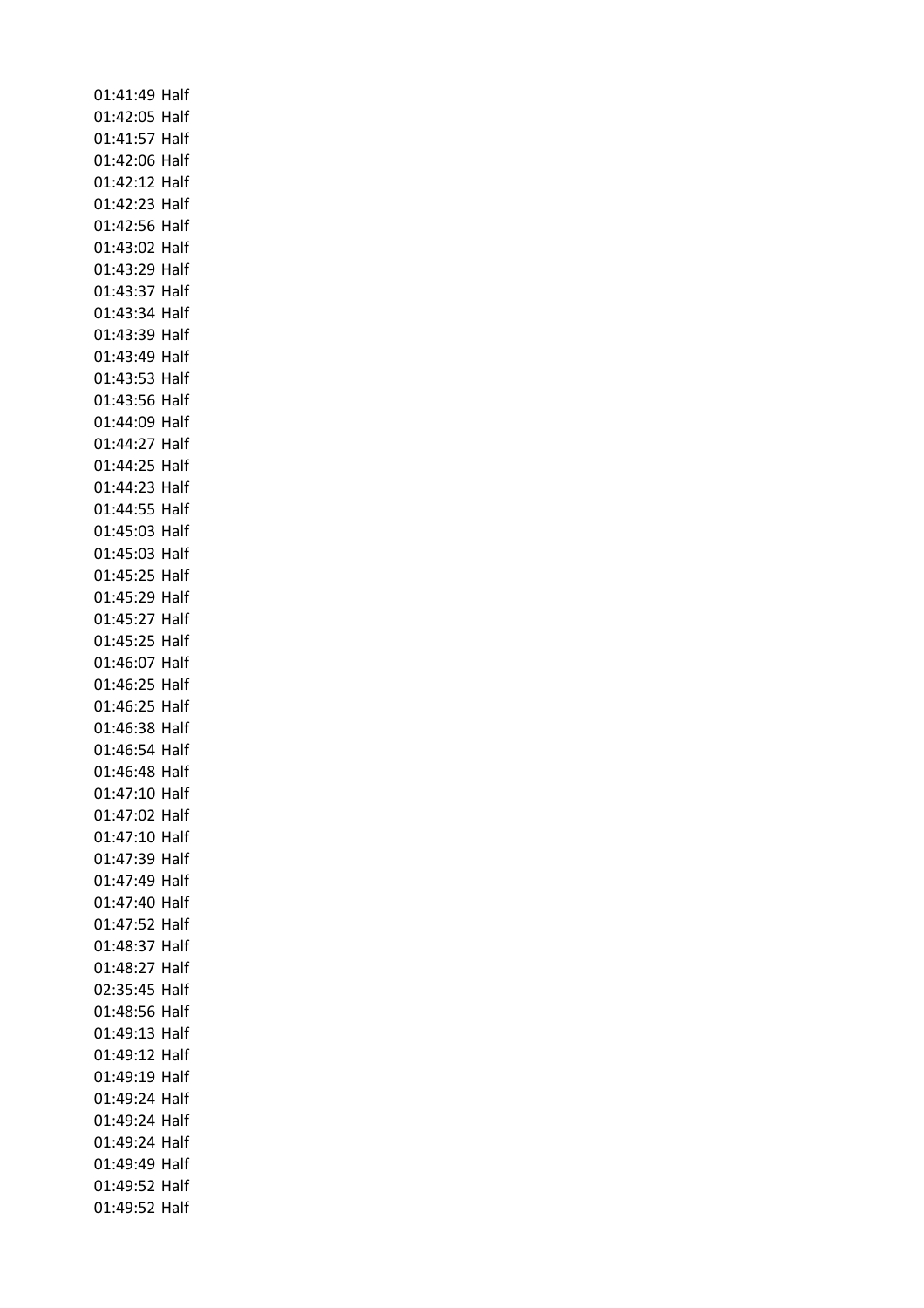01:41:49 Half
01:42:05 Half
01:41:57 Half
01:42:06 Half
01:42:12 Half
01:42:23 Half
01:42:56 Half
01:43:02 Half
01:43:29 Half
01:43:37 Half
01:43:34 Half
01:43:39 Half
01:43:49 Half
01:43:53 Half
01:43:56 Half
01:44:09 Half
01:44:27 Half
01:44:25 Half
01:44:23 Half
01:44:55 Half
01:45:03 Half
01:45:03 Half
01:45:25 Half
01:45:29 Half
01:45:27 Half
01:45:25 Half
01:46:07 Half
01:46:25 Half
01:46:25 Half
01:46:38 Half
01:46:54 Half
01:46:48 Half
01:47:10 Half
01:47:02 Half
01:47:10 Half
01:47:39 Half
01:47:49 Half
01:47:40 Half
01:47:52 Half
01:48:37 Half
01:48:27 Half
02:35:45 Half
01:48:56 Half
01:49:13 Half
01:49:12 Half
01:49:19 Half
01:49:24 Half
01:49:24 Half
01:49:24 Half
01:49:49 Half
01:49:52 Half
01:49:52 Half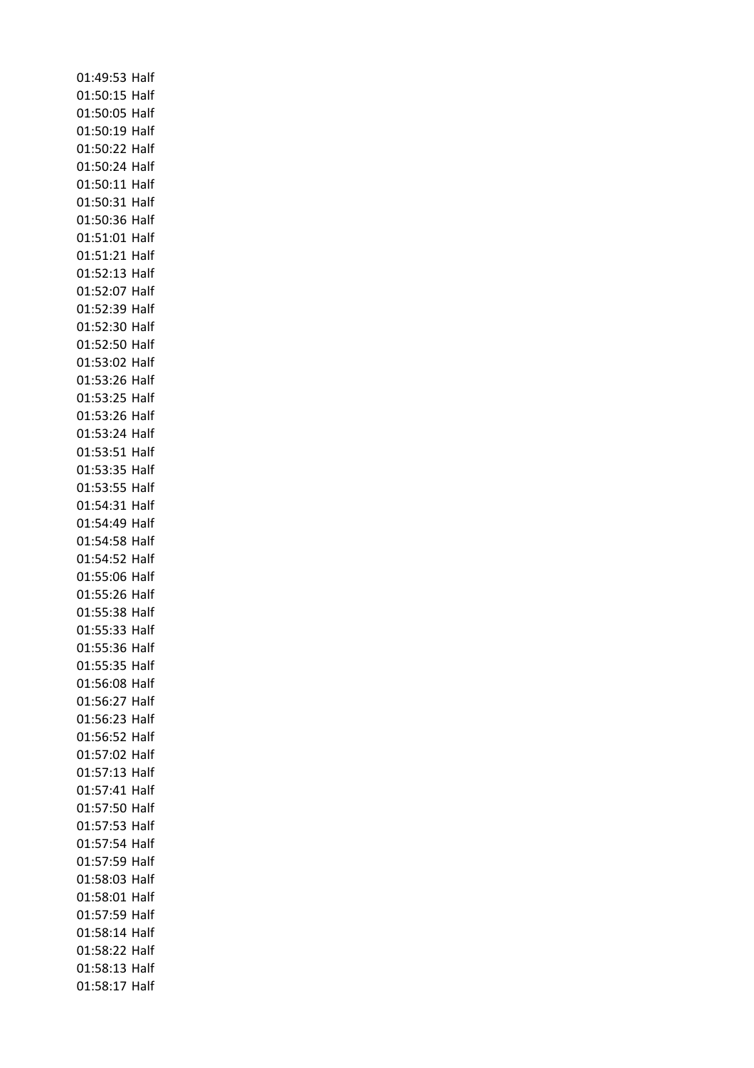01:49:53 Half
01:50:15 Half
01:50:05 Half
01:50:19 Half
01:50:22 Half
01:50:24 Half
01:50:11 Half
01:50:31 Half
01:50:36 Half
01:51:01 Half
01:51:21 Half
01:52:13 Half
01:52:07 Half
01:52:39 Half
01:52:30 Half
01:52:50 Half
01:53:02 Half
01:53:26 Half
01:53:25 Half
01:53:26 Half
01:53:24 Half
01:53:51 Half
01:53:35 Half
01:53:55 Half
01:54:31 Half
01:54:49 Half
01:54:58 Half
01:54:52 Half
01:55:06 Half
01:55:26 Half
01:55:38 Half
01:55:33 Half
01:55:36 Half
01:55:35 Half
01:56:08 Half
01:56:27 Half
01:56:23 Half
01:56:52 Half
01:57:02 Half
01:57:13 Half
01:57:41 Half
01:57:50 Half
01:57:53 Half
01:57:54 Half
01:57:59 Half
01:58:03 Half
01:58:01 Half
01:57:59 Half
01:58:14 Half
01:58:22 Half
01:58:13 Half
01:58:17 Half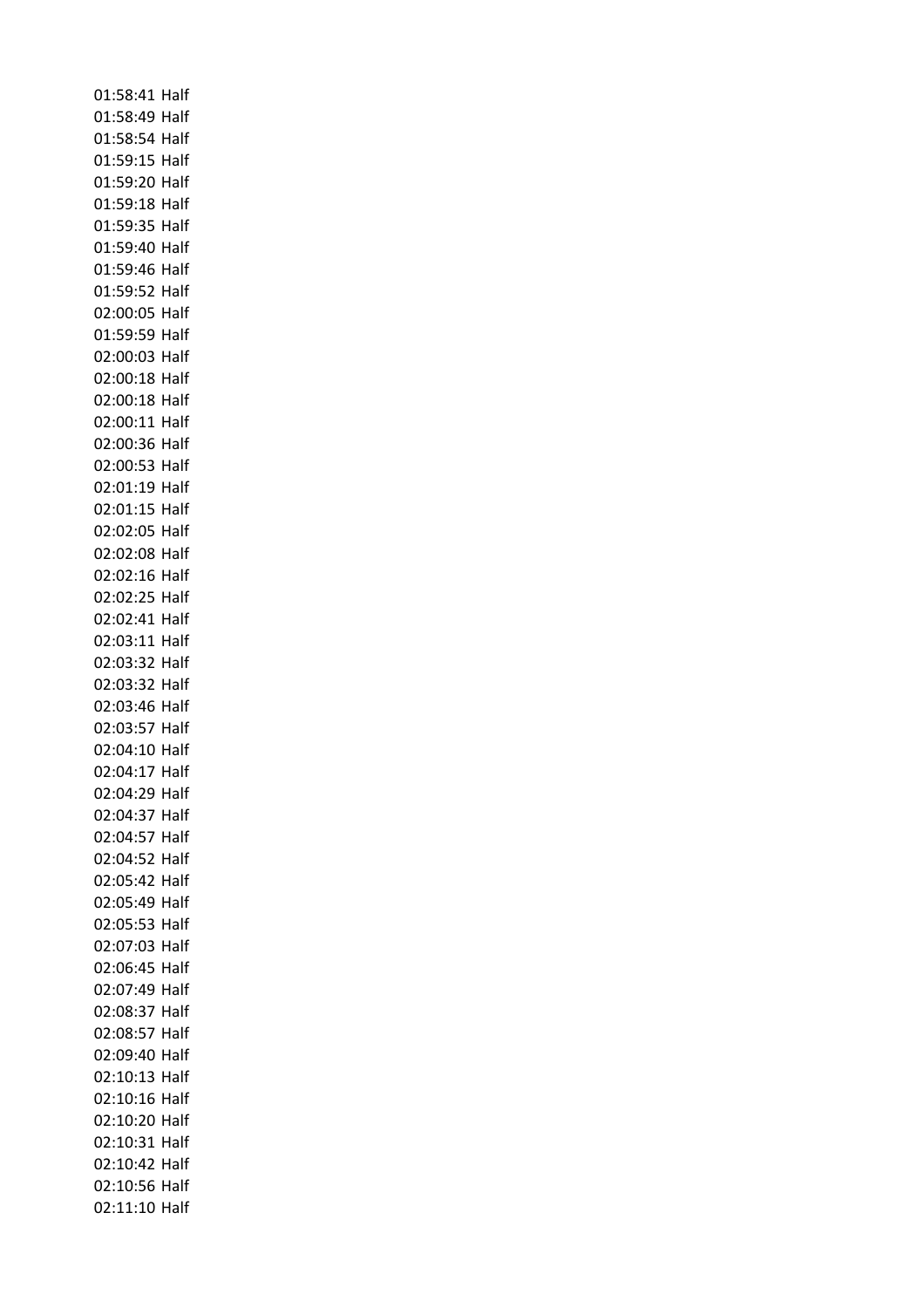01:58:41 Half
01:58:49 Half
01:58:54 Half
01:59:15 Half
01:59:20 Half
01:59:18 Half
01:59:35 Half
01:59:40 Half
01:59:46 Half
01:59:52 Half
02:00:05 Half
01:59:59 Half
02:00:03 Half
02:00:18 Half
02:00:18 Half
02:00:11 Half
02:00:36 Half
02:00:53 Half
02:01:19 Half
02:01:15 Half
02:02:05 Half
02:02:08 Half
02:02:16 Half
02:02:25 Half
02:02:41 Half
02:03:11 Half
02:03:32 Half
02:03:32 Half
02:03:46 Half
02:03:57 Half
02:04:10 Half
02:04:17 Half
02:04:29 Half
02:04:37 Half
02:04:57 Half
02:04:52 Half
02:05:42 Half
02:05:49 Half
02:05:53 Half
02:07:03 Half
02:06:45 Half
02:07:49 Half
02:08:37 Half
02:08:57 Half
02:09:40 Half
02:10:13 Half
02:10:16 Half
02:10:20 Half
02:10:31 Half
02:10:42 Half
02:10:56 Half
02:11:10 Half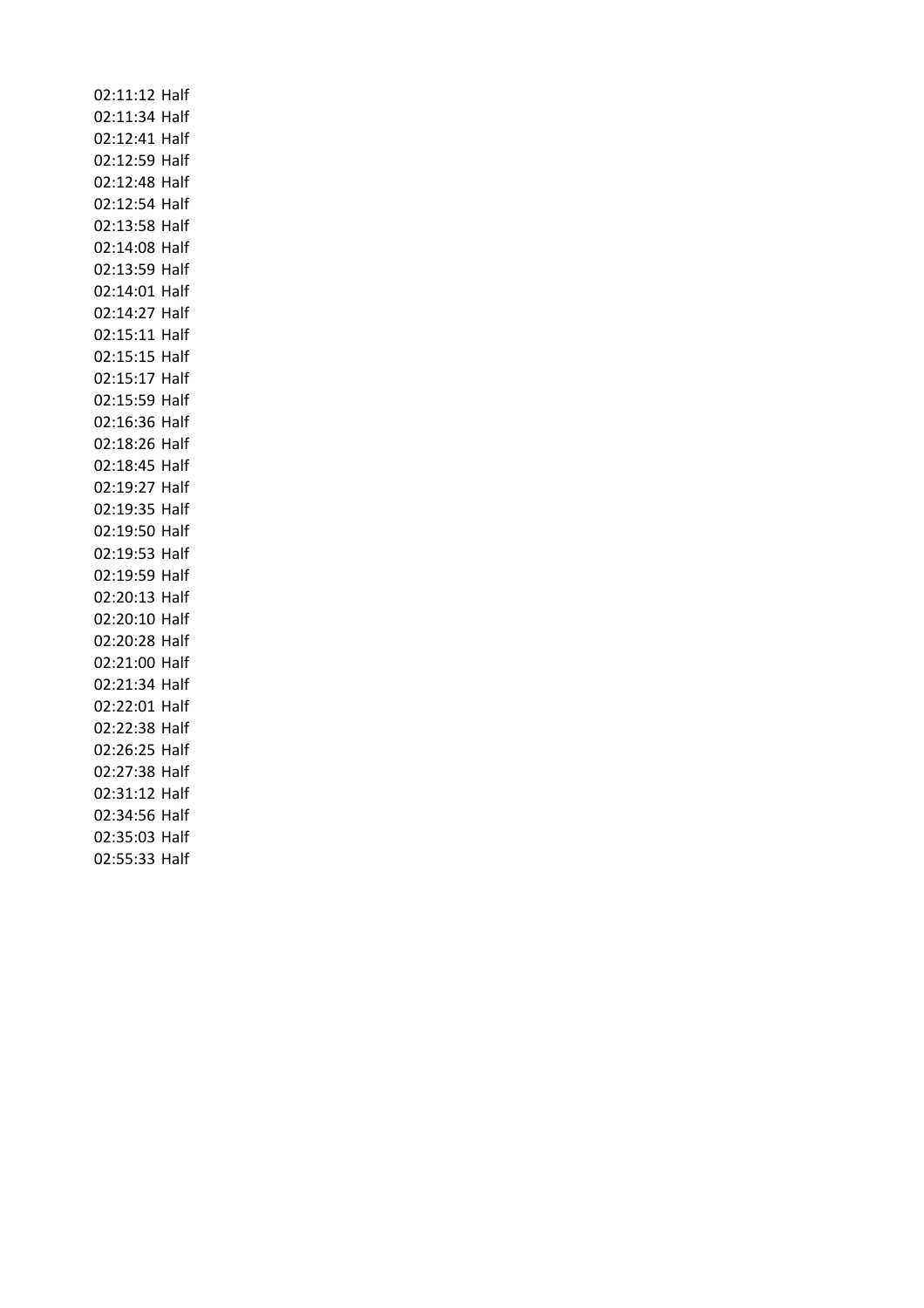| | |
|---|---|
| 02:11:12 | Half |
| 02:11:34 | Half |
| 02:12:41 | Half |
| 02:12:59 | Half |
| 02:12:48 | Half |
| 02:12:54 | Half |
| 02:13:58 | Half |
| 02:14:08 | Half |
| 02:13:59 | Half |
| 02:14:01 | Half |
| 02:14:27 | Half |
| 02:15:11 | Half |
| 02:15:15 | Half |
| 02:15:17 | Half |
| 02:15:59 | Half |
| 02:16:36 | Half |
| 02:18:26 | Half |
| 02:18:45 | Half |
| 02:19:27 | Half |
| 02:19:35 | Half |
| 02:19:50 | Half |
| 02:19:53 | Half |
| 02:19:59 | Half |
| 02:20:13 | Half |
| 02:20:10 | Half |
| 02:20:28 | Half |
| 02:21:00 | Half |
| 02:21:34 | Half |
| 02:22:01 | Half |
| 02:22:38 | Half |
| 02:26:25 | Half |
| 02:27:38 | Half |
| 02:31:12 | Half |
| 02:34:56 | Half |
| 02:35:03 | Half |
| 02:55:33 | Half |